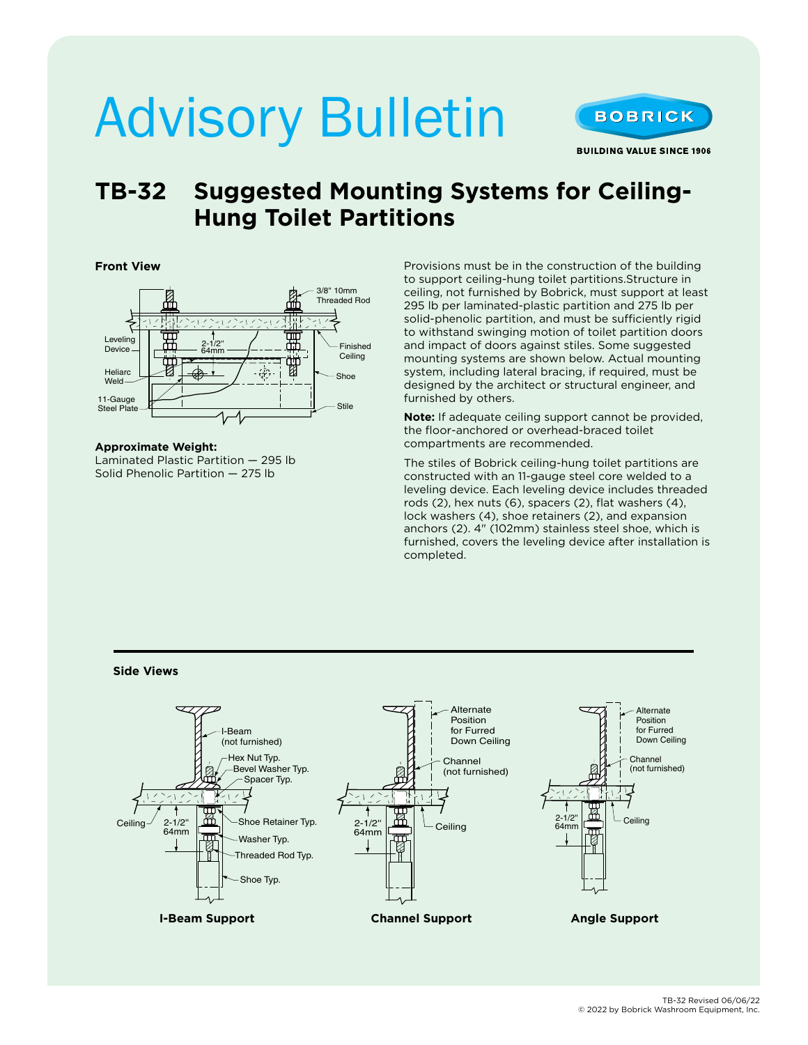# Advisory Bulletin

BOBRICK
BUILDING VALUE SINCE 1906

## TB-32 Suggested Mounting Systems for Ceiling-Hung Toilet Partitions

**Front View**

3/8" 10mm Threaded Rod
Leveling Device
2-1/2" 64mm
Finished Ceiling
Heliarc Weld
Shoe
11-Gauge Steel Plate
Stile

**Approximate Weight:**
Laminated Plastic Partition — 295 lb
Solid Phenolic Partition — 275 lb

Provisions must be in the construction of the building to support ceiling-hung toilet partitions.Structure in ceiling, not furnished by Bobrick, must support at least 295 lb per laminated-plastic partition and 275 lb per solid-phenolic partition, and must be sufficiently rigid to withstand swinging motion of toilet partition doors and impact of doors against stiles. Some suggested mounting systems are shown below. Actual mounting system, including lateral bracing, if required, must be designed by the architect or structural engineer, and furnished by others.

**Note:** If adequate ceiling support cannot be provided, the floor-anchored or overhead-braced toilet compartments are recommended.

The stiles of Bobrick ceiling-hung toilet partitions are constructed with an 11-gauge steel core welded to a leveling device. Each leveling device includes threaded rods (2), hex nuts (6), spacers (2), flat washers (4), lock washers (4), shoe retainers (2), and expansion anchors (2). 4" (102mm) stainless steel shoe, which is furnished, covers the leveling device after installation is completed.

**Side Views**

I-Beam (not furnished)
Hex Nut Typ.
Bevel Washer Typ.
Spacer Typ.
Ceiling
2-1/2" 64mm
Shoe Retainer Typ.
Washer Typ.
Threaded Rod Typ.
Shoe Typ.

**I-Beam Support**

Alternate Position for Furred Down Ceiling
Channel (not furnished)
2-1/2" 64mm
Ceiling

**Channel Support**

Alternate Position for Furred Down Ceiling
Channel (not furnished)
2-1/2" 64mm
Ceiling

**Angle Support**

TB-32 Revised 06/06/22
© 2022 by Bobrick Washroom Equipment, Inc.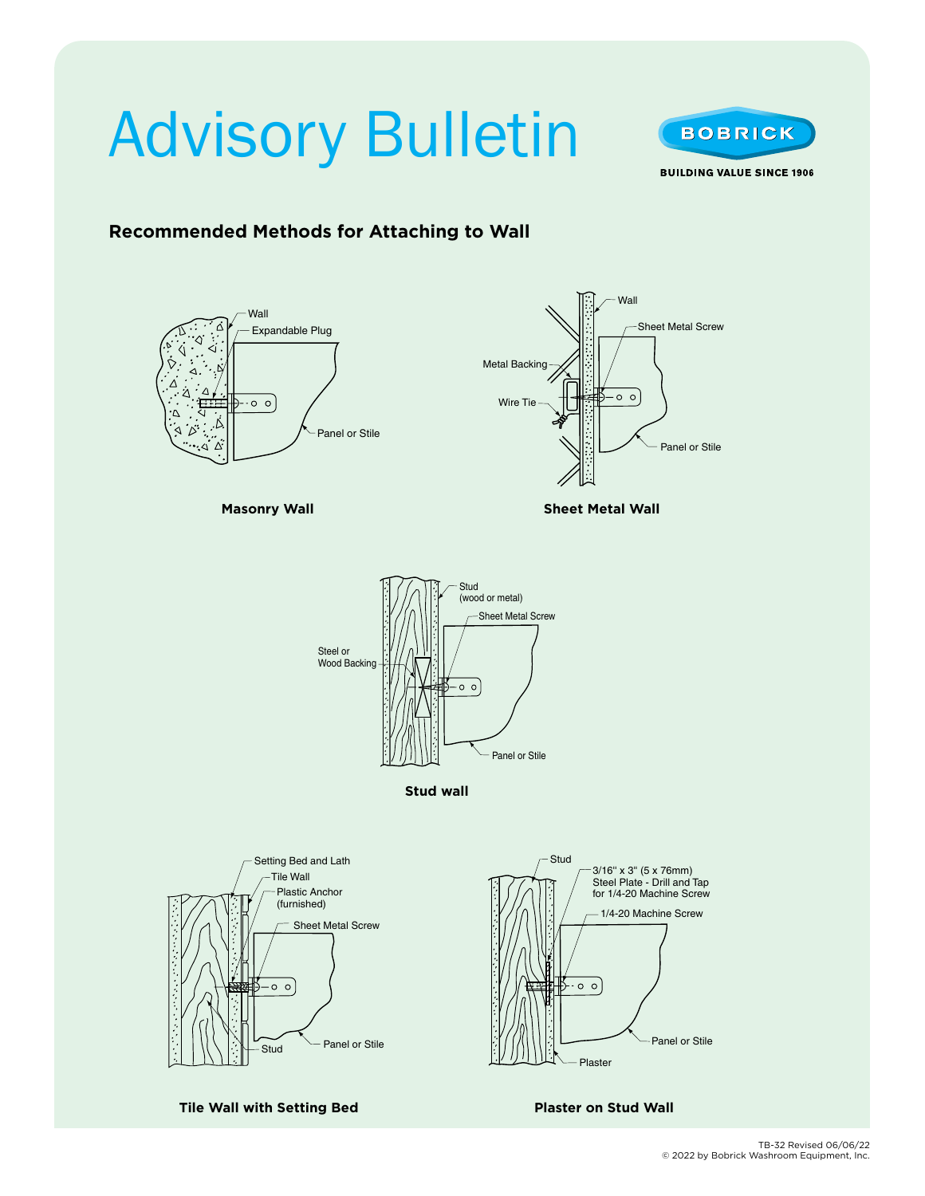# Advisory Bulletin

BOBRICK

BUILDING VALUE SINCE 1906

## Recommended Methods for Attaching to Wall

Wall
Expandable Plug
Panel or Stile

**Masonry Wall**

Wall
Sheet Metal Screw
Metal Backing
Wire Tie
Panel or Stile

**Sheet Metal Wall**

Stud
(wood or metal)
Sheet Metal Screw
Steel or
Wood Backing
Panel or Stile

**Stud wall**

Setting Bed and Lath
Tile Wall
Plastic Anchor
(furnished)
Sheet Metal Screw
Stud
Panel or Stile

**Tile Wall with Setting Bed**

Stud
3/16" x 3" (5 x 76mm)
Steel Plate - Drill and Tap
for 1/4-20 Machine Screw
1/4-20 Machine Screw
Panel or Stile
Plaster

**Plaster on Stud Wall**

TB-32 Revised 06/06/22
© 2022 by Bobrick Washroom Equipment, Inc.